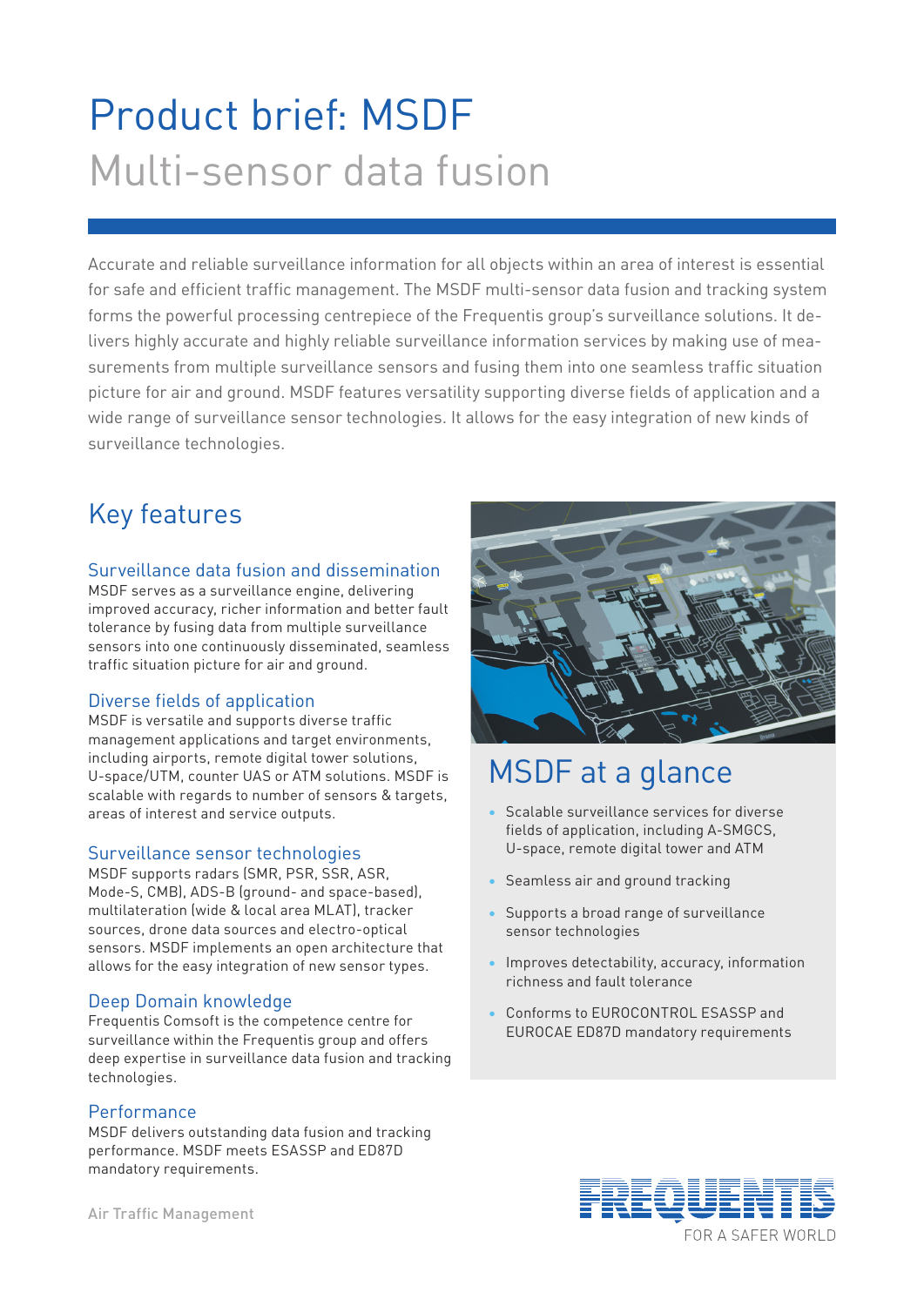# Product brief: MSDF

## Multi-sensor data fusion

Accurate and reliable surveillance information for all objects within an area of interest is essential for safe and efficient traffic management. The MSDF multi-sensor data fusion and tracking system forms the powerful processing centrepiece of the Frequentis group's surveillance solutions. It delivers highly accurate and highly reliable surveillance information services by making use of measurements from multiple surveillance sensors and fusing them into one seamless traffic situation picture for air and ground. MSDF features versatility supporting diverse fields of application and a wide range of surveillance sensor technologies. It allows for the easy integration of new kinds of surveillance technologies.

## Key features

### Surveillance data fusion and dissemination

MSDF serves as a surveillance engine, delivering improved accuracy, richer information and better fault tolerance by fusing data from multiple surveillance sensors into one continuously disseminated, seamless traffic situation picture for air and ground.

### Diverse fields of application

MSDF is versatile and supports diverse traffic management applications and target environments, including airports, remote digital tower solutions, U-space/UTM, counter UAS or ATM solutions. MSDF is scalable with regards to number of sensors & targets, areas of interest and service outputs.

### Surveillance sensor technologies

MSDF supports radars (SMR, PSR, SSR, ASR, Mode-S, CMB), ADS-B (ground- and space-based), multilateration (wide & local area MLAT), tracker sources, drone data sources and electro-optical sensors. MSDF implements an open architecture that allows for the easy integration of new sensor types.

### Deep Domain knowledge

Frequentis Comsoft is the competence centre for surveillance within the Frequentis group and offers deep expertise in surveillance data fusion and tracking technologies.

### Performance

MSDF delivers outstanding data fusion and tracking performance. MSDF meets ESASSP and ED87D mandatory requirements.

## MSDF at a glance

- Scalable surveillance services for diverse fields of application, including A-SMGCS, U-space, remote digital tower and ATM
- Seamless air and ground tracking
- Supports a broad range of surveillance sensor technologies
- Improves detectability, accuracy, information richness and fault tolerance
- Conforms to EUROCONTROL ESASSP and EUROCAE ED87D mandatory requirements

Air Traffic Management

FREQUENTIS

FOR A SAFER WORLD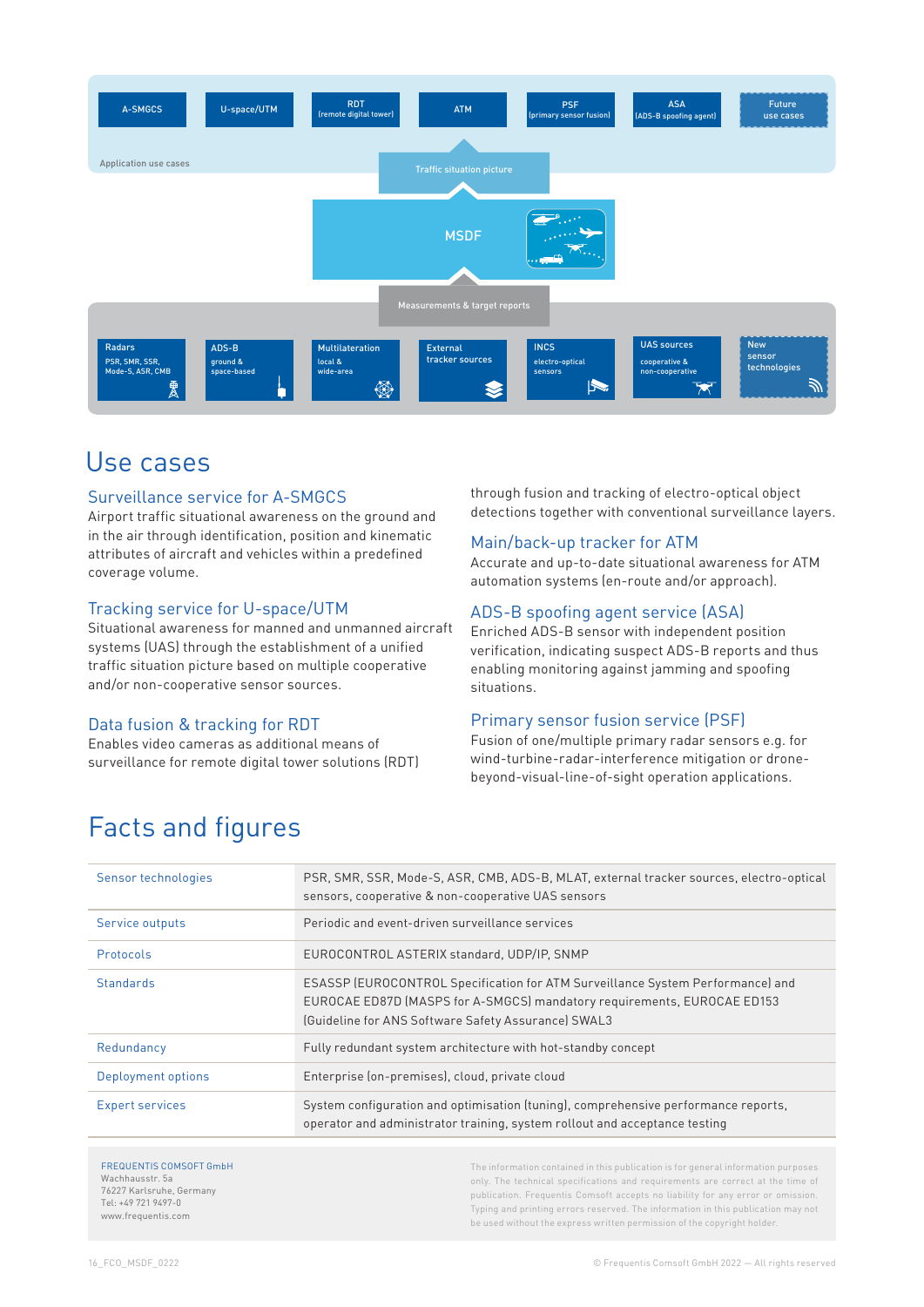A-SMGCS

U-space/UTM

RDT
(remote digital tower)

ATM

PSF
(primary sensor fusion)

ASA
(ADS-B spoofing agent)

Future
use cases

Application use cases

Traffic situation picture

MSDF

Measurements & target reports

Radars
PSR, SMR, SSR, Mode-S, ASR, CMB

ADS-B
ground & space-based

Multilateration
local & wide-area

External tracker sources

INCS
electro-optical sensors

UAS sources
cooperative & non-cooperative

New sensor technologies

# Use cases

## Surveillance service for A-SMGCS

Airport traffic situational awareness on the ground and in the air through identification, position and kinematic attributes of aircraft and vehicles within a predefined coverage volume.

## Tracking service for U-space/UTM

Situational awareness for manned and unmanned aircraft systems (UAS) through the establishment of a unified traffic situation picture based on multiple cooperative and/or non-cooperative sensor sources.

## Data fusion & tracking for RDT

Enables video cameras as additional means of surveillance for remote digital tower solutions (RDT) through fusion and tracking of electro-optical object detections together with conventional surveillance layers.

## Main/back-up tracker for ATM

Accurate and up-to-date situational awareness for ATM automation systems (en-route and/or approach).

## ADS-B spoofing agent service (ASA)

Enriched ADS-B sensor with independent position verification, indicating suspect ADS-B reports and thus enabling monitoring against jamming and spoofing situations.

## Primary sensor fusion service (PSF)

Fusion of one/multiple primary radar sensors e.g. for wind-turbine-radar-interference mitigation or drone-beyond-visual-line-of-sight operation applications.

# Facts and figures

| | |
|---|---|
| Sensor technologies | PSR, SMR, SSR, Mode-S, ASR, CMB, ADS-B, MLAT, external tracker sources, electro-optical sensors, cooperative & non-cooperative UAS sensors |
| Service outputs | Periodic and event-driven surveillance services |
| Protocols | EUROCONTROL ASTERIX standard, UDP/IP, SNMP |
| Standards | ESASSP (EUROCONTROL Specification for ATM Surveillance System Performance) and EUROCAE ED87D (MASPS for A-SMGCS) mandatory requirements, EUROCAE ED153 (Guideline for ANS Software Safety Assurance) SWAL3 |
| Redundancy | Fully redundant system architecture with hot-standby concept |
| Deployment options | Enterprise (on-premises), cloud, private cloud |
| Expert services | System configuration and optimisation (tuning), comprehensive performance reports, operator and administrator training, system rollout and acceptance testing |

FREQUENTIS COMSOFT GmbH
Wachhausstr. 5a
76227 Karlsruhe, Germany
Tel: +49 721 9497-0
www.frequentis.com

The information contained in this publication is for general information purposes only. The technical specifications and requirements are correct at the time of publication. Frequentis Comsoft accepts no liability for any error or omission. Typing and printing errors reserved. The information in this publication may not be used without the express written permission of the copyright holder.

16_FCO_MSDF_0222

© Frequentis Comsoft GmbH 2022 — All rights reserved